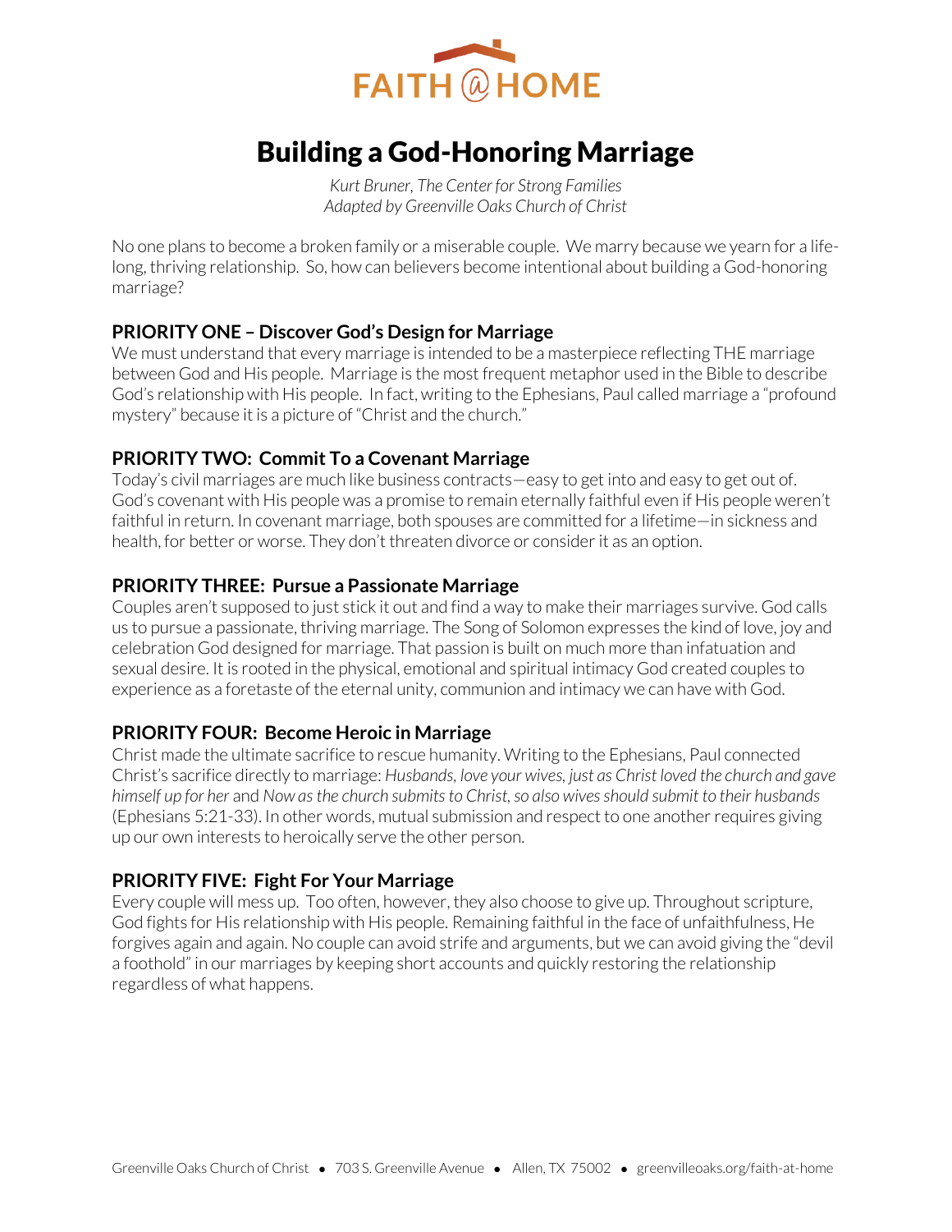FAITH @ HOME

# Building a God-Honoring Marriage

*Kurt Bruner, The Center for Strong Families*
*Adapted by Greenville Oaks Church of Christ*

No one plans to become a broken family or a miserable couple. We marry because we yearn for a life-long, thriving relationship. So, how can believers become intentional about building a God-honoring marriage?

## PRIORITY ONE – Discover God's Design for Marriage

We must understand that every marriage is intended to be a masterpiece reflecting THE marriage between God and His people. Marriage is the most frequent metaphor used in the Bible to describe God's relationship with His people. In fact, writing to the Ephesians, Paul called marriage a "profound mystery" because it is a picture of "Christ and the church."

## PRIORITY TWO: Commit To a Covenant Marriage

Today's civil marriages are much like business contracts—easy to get into and easy to get out of. God's covenant with His people was a promise to remain eternally faithful even if His people weren't faithful in return. In covenant marriage, both spouses are committed for a lifetime—in sickness and health, for better or worse. They don't threaten divorce or consider it as an option.

## PRIORITY THREE: Pursue a Passionate Marriage

Couples aren't supposed to just stick it out and find a way to make their marriages survive. God calls us to pursue a passionate, thriving marriage. The Song of Solomon expresses the kind of love, joy and celebration God designed for marriage. That passion is built on much more than infatuation and sexual desire. It is rooted in the physical, emotional and spiritual intimacy God created couples to experience as a foretaste of the eternal unity, communion and intimacy we can have with God.

## PRIORITY FOUR: Become Heroic in Marriage

Christ made the ultimate sacrifice to rescue humanity. Writing to the Ephesians, Paul connected Christ's sacrifice directly to marriage: *Husbands, love your wives, just as Christ loved the church and gave himself up for her* and *Now as the church submits to Christ, so also wives should submit to their husbands* (Ephesians 5:21-33). In other words, mutual submission and respect to one another requires giving up our own interests to heroically serve the other person.

## PRIORITY FIVE: Fight For Your Marriage

Every couple will mess up. Too often, however, they also choose to give up. Throughout scripture, God fights for His relationship with His people. Remaining faithful in the face of unfaithfulness, He forgives again and again. No couple can avoid strife and arguments, but we can avoid giving the "devil a foothold" in our marriages by keeping short accounts and quickly restoring the relationship regardless of what happens.

Greenville Oaks Church of Christ • 703 S. Greenville Avenue • Allen, TX 75002 • greenvilleoaks.org/faith-at-home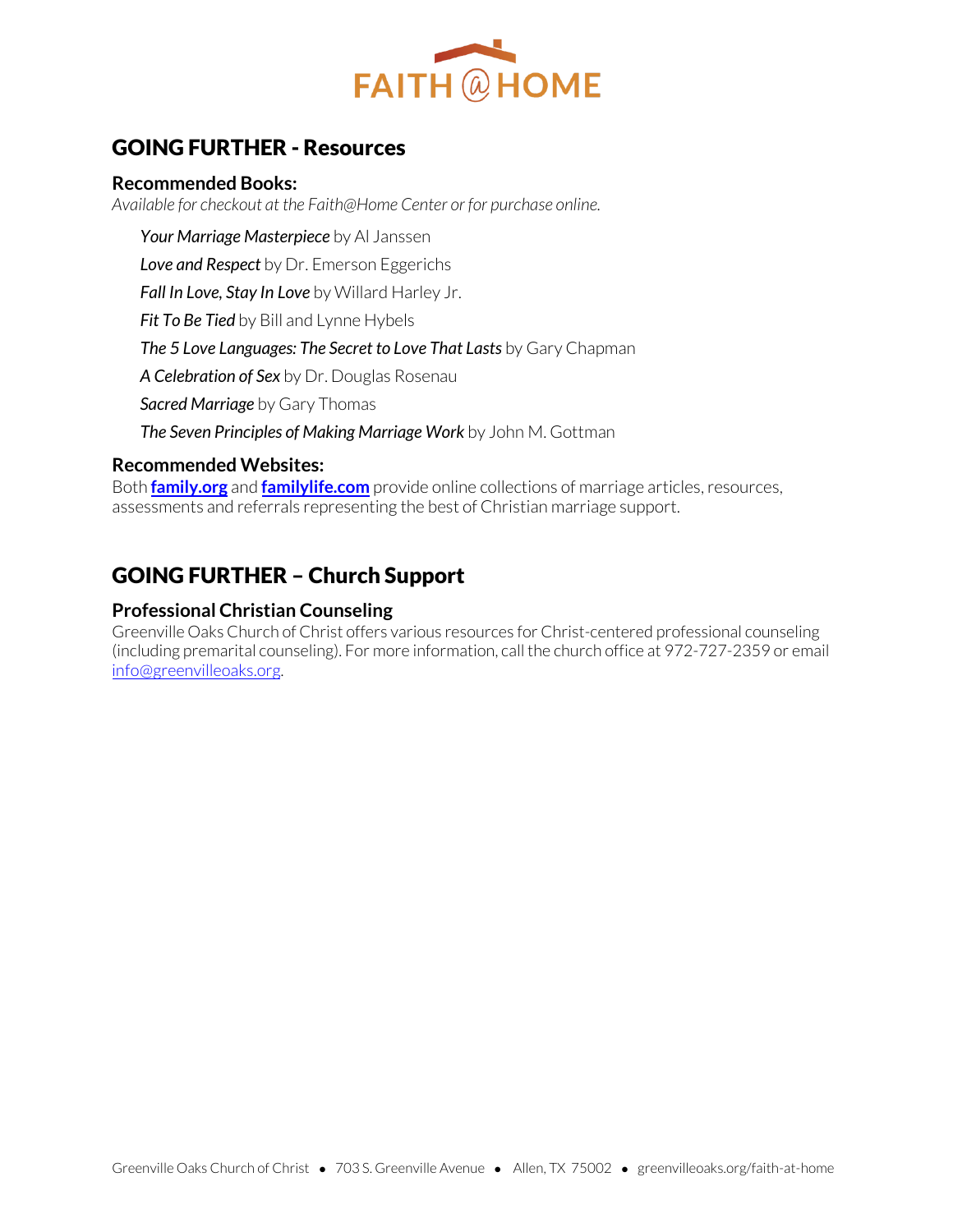FAITH @ HOME

## GOING FURTHER - Resources

### Recommended Books:

*Available for checkout at the Faith@Home Center or for purchase online.*

*Your Marriage Masterpiece* by Al Janssen

*Love and Respect* by Dr. Emerson Eggerichs

*Fall In Love, Stay In Love* by Willard Harley Jr.

*Fit To Be Tied* by Bill and Lynne Hybels

*The 5 Love Languages: The Secret to Love That Lasts* by Gary Chapman

*A Celebration of Sex* by Dr. Douglas Rosenau

*Sacred Marriage* by Gary Thomas

*The Seven Principles of Making Marriage Work* by John M. Gottman

### Recommended Websites:

Both **family.org** and **familylife.com** provide online collections of marriage articles, resources, assessments and referrals representing the best of Christian marriage support.

## GOING FURTHER – Church Support

### Professional Christian Counseling

Greenville Oaks Church of Christ offers various resources for Christ-centered professional counseling (including premarital counseling). For more information, call the church office at 972-727-2359 or email info@greenvilleoaks.org.